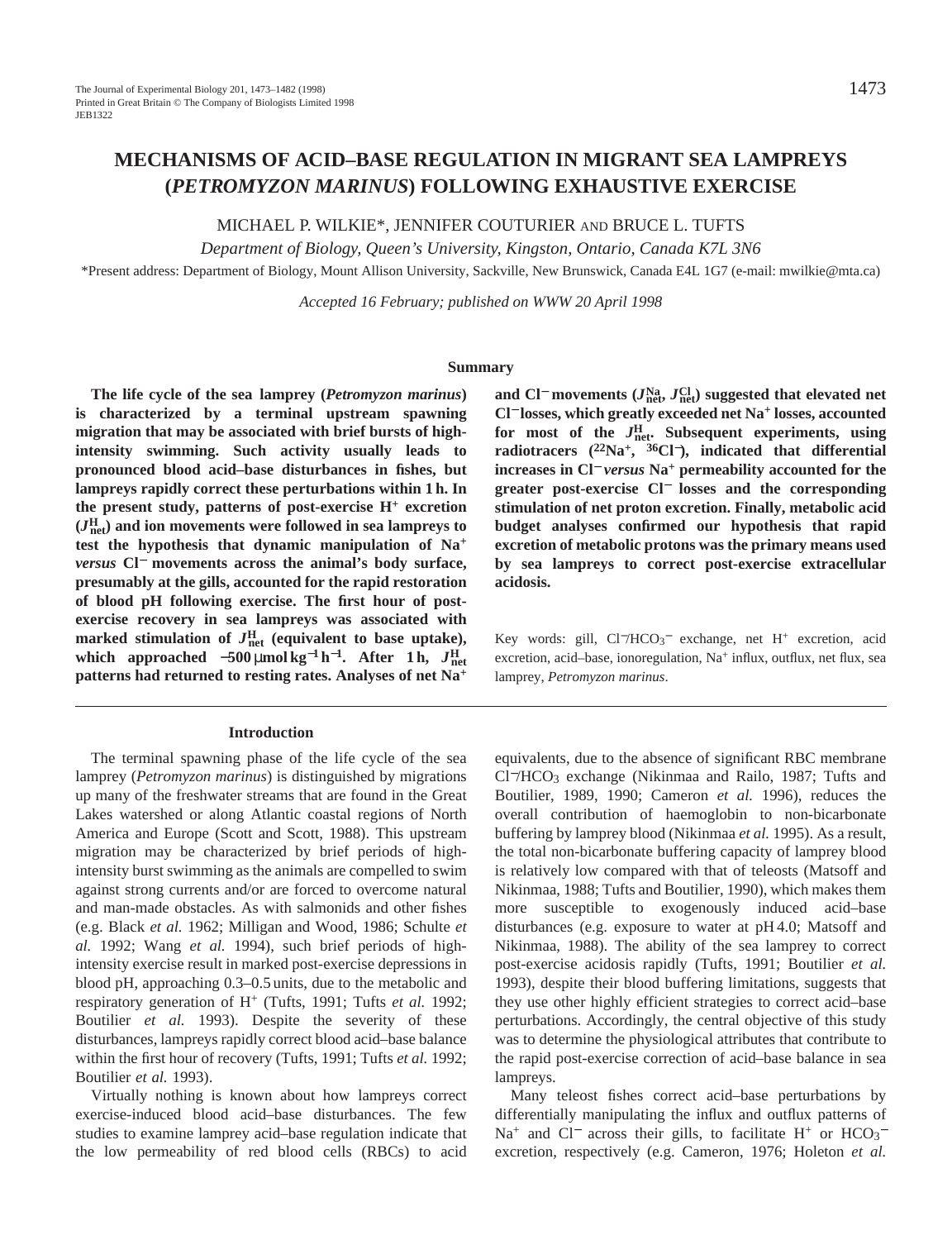# MECHANISMS OF ACID–BASE REGULATION IN MIGRANT SEA LAMPREYS (*PETROMYZON MARINUS*) FOLLOWING EXHAUSTIVE EXERCISE

MICHAEL P. WILKIE*, JENNIFER COUTURIER AND BRUCE L. TUFTS

*Department of Biology, Queen's University, Kingston, Ontario, Canada K7L 3N6*

*Present address: Department of Biology, Mount Allison University, Sackville, New Brunswick, Canada E4L 1G7 (e-mail: mwilkie@mta.ca)

*Accepted 16 February; published on WWW 20 April 1998*

## Summary

**The life cycle of the sea lamprey (*Petromyzon marinus*) is characterized by a terminal upstream spawning migration that may be associated with brief bursts of high-intensity swimming. Such activity usually leads to pronounced blood acid–base disturbances in fishes, but lampreys rapidly correct these perturbations within 1 h. In the present study, patterns of post-exercise $H^+$ excretion ($J^{H}_{net}$) and ion movements were followed in sea lampreys to test the hypothesis that dynamic manipulation of $Na^+$ *versus* $Cl^-$ movements across the animal's body surface, presumably at the gills, accounted for the rapid restoration of blood pH following exercise. The first hour of post-exercise recovery in sea lampreys was associated with marked stimulation of $J^{H}_{net}$ (equivalent to base uptake), which approached $-500\,\mu mol\,kg^{-1}\,h^{-1}$. After 1 h, $J^{H}_{net}$ patterns had returned to resting rates. Analyses of net $Na^+$ and $Cl^-$ movements ($J^{Na}_{net}$, $J^{Cl}_{net}$) suggested that elevated net $Cl^-$ losses, which greatly exceeded net $Na^+$ losses, accounted for most of the $J^{H}_{net}$. Subsequent experiments, using radiotracers ($^{22}Na^+$, $^{36}Cl^-$), indicated that differential increases in $Cl^-$ *versus* $Na^+$ permeability accounted for the greater post-exercise $Cl^-$ losses and the corresponding stimulation of net proton excretion. Finally, metabolic acid budget analyses confirmed our hypothesis that rapid excretion of metabolic protons was the primary means used by sea lampreys to correct post-exercise extracellular acidosis.**

Key words: gill, $Cl^-/HCO_3^-$ exchange, net $H^+$ excretion, acid excretion, acid–base, ionoregulation, $Na^+$ influx, outflux, net flux, sea lamprey, *Petromyzon marinus*.

## Introduction

The terminal spawning phase of the life cycle of the sea lamprey (*Petromyzon marinus*) is distinguished by migrations up many of the freshwater streams that are found in the Great Lakes watershed or along Atlantic coastal regions of North America and Europe (Scott and Scott, 1988). This upstream migration may be characterized by brief periods of high-intensity burst swimming as the animals are compelled to swim against strong currents and/or are forced to overcome natural and man-made obstacles. As with salmonids and other fishes (e.g. Black *et al.* 1962; Milligan and Wood, 1986; Schulte *et al.* 1992; Wang *et al.* 1994), such brief periods of high-intensity exercise result in marked post-exercise depressions in blood pH, approaching 0.3–0.5 units, due to the metabolic and respiratory generation of $H^+$ (Tufts, 1991; Tufts *et al.* 1992; Boutilier *et al.* 1993). Despite the severity of these disturbances, lampreys rapidly correct blood acid–base balance within the first hour of recovery (Tufts, 1991; Tufts *et al.* 1992; Boutilier *et al.* 1993).

Virtually nothing is known about how lampreys correct exercise-induced blood acid–base disturbances. The few studies to examine lamprey acid–base regulation indicate that the low permeability of red blood cells (RBCs) to acid equivalents, due to the absence of significant RBC membrane $Cl^-/HCO_3$ exchange (Nikinmaa and Railo, 1987; Tufts and Boutilier, 1989, 1990; Cameron *et al.* 1996), reduces the overall contribution of haemoglobin to non-bicarbonate buffering by lamprey blood (Nikinmaa *et al.* 1995). As a result, the total non-bicarbonate buffering capacity of lamprey blood is relatively low compared with that of teleosts (Matsoff and Nikinmaa, 1988; Tufts and Boutilier, 1990), which makes them more susceptible to exogenously induced acid–base disturbances (e.g. exposure to water at pH 4.0; Matsoff and Nikinmaa, 1988). The ability of the sea lamprey to correct post-exercise acidosis rapidly (Tufts, 1991; Boutilier *et al.* 1993), despite their blood buffering limitations, suggests that they use other highly efficient strategies to correct acid–base perturbations. Accordingly, the central objective of this study was to determine the physiological attributes that contribute to the rapid post-exercise correction of acid–base balance in sea lampreys.

Many teleost fishes correct acid–base perturbations by differentially manipulating the influx and outflux patterns of $Na^+$ and $Cl^-$ across their gills, to facilitate $H^+$ or $HCO_3^-$ excretion, respectively (e.g. Cameron, 1976; Holeton *et al.*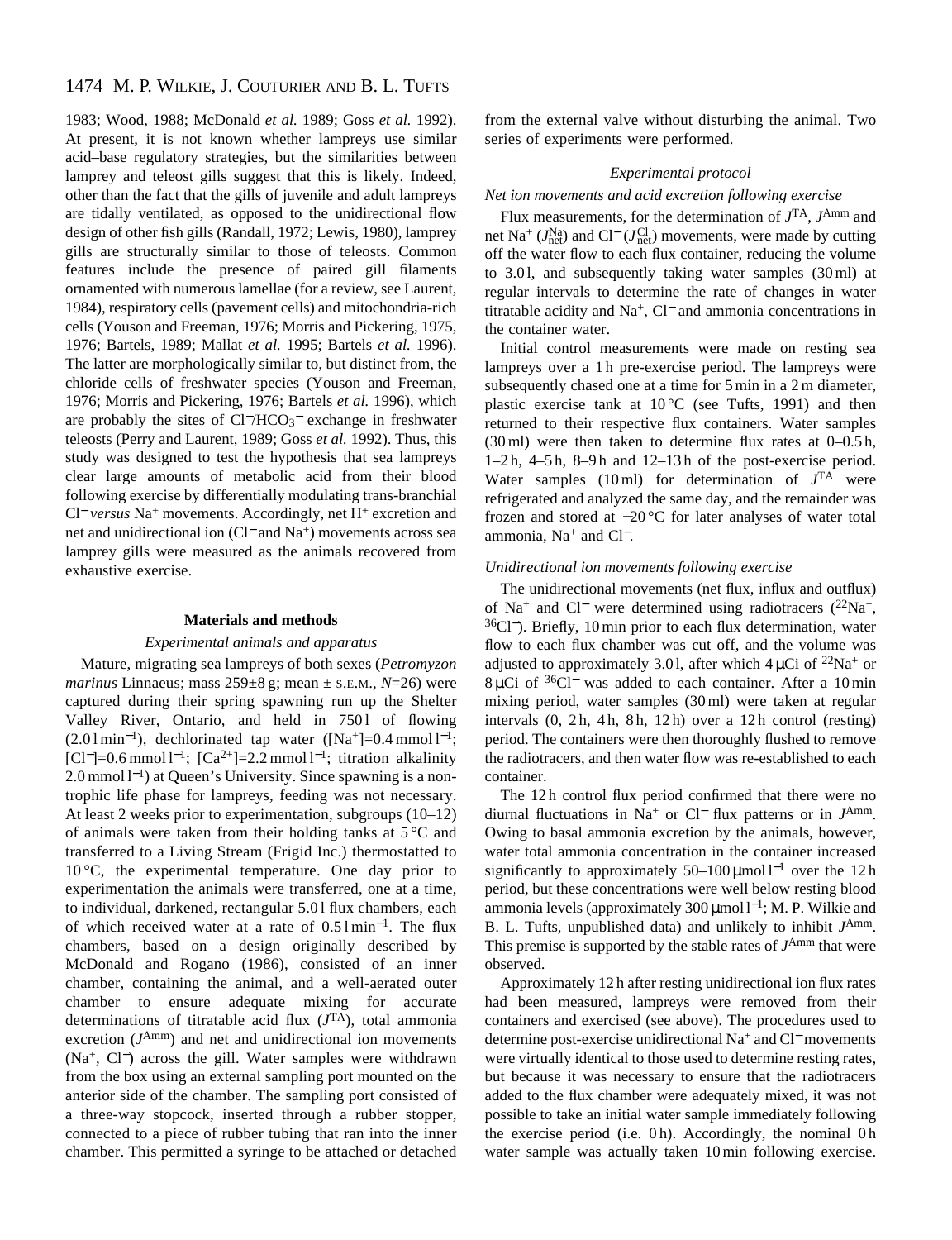1983; Wood, 1988; McDonald *et al.* 1989; Goss *et al.* 1992). At present, it is not known whether lampreys use similar acid–base regulatory strategies, but the similarities between lamprey and teleost gills suggest that this is likely. Indeed, other than the fact that the gills of juvenile and adult lampreys are tidally ventilated, as opposed to the unidirectional flow design of other fish gills (Randall, 1972; Lewis, 1980), lamprey gills are structurally similar to those of teleosts. Common features include the presence of paired gill filaments ornamented with numerous lamellae (for a review, see Laurent, 1984), respiratory cells (pavement cells) and mitochondria-rich cells (Youson and Freeman, 1976; Morris and Pickering, 1975, 1976; Bartels, 1989; Mallat *et al.* 1995; Bartels *et al.* 1996). The latter are morphologically similar to, but distinct from, the chloride cells of freshwater species (Youson and Freeman, 1976; Morris and Pickering, 1976; Bartels *et al.* 1996), which are probably the sites of $Cl^-/HCO_3^-$ exchange in freshwater teleosts (Perry and Laurent, 1989; Goss *et al.* 1992). Thus, this study was designed to test the hypothesis that sea lampreys clear large amounts of metabolic acid from their blood following exercise by differentially modulating trans-branchial $Cl^-$ *versus* $Na^+$ movements. Accordingly, net $H^+$ excretion and net and unidirectional ion ($Cl^-$ and $Na^+$) movements across sea lamprey gills were measured as the animals recovered from exhaustive exercise.

## Materials and methods

### *Experimental animals and apparatus*

Mature, migrating sea lampreys of both sexes (*Petromyzon marinus* Linnaeus; mass 259±8 g; mean ± S.E.M., $N$=26) were captured during their spring spawning run up the Shelter Valley River, Ontario, and held in 750 l of flowing (2.0 l min$^{-1}$), dechlorinated tap water ([$Na^+$]=0.4 mmol l$^{-1}$; [$Cl^-$]=0.6 mmol l$^{-1}$; [$Ca^{2+}$]=2.2 mmol l$^{-1}$; titration alkalinity 2.0 mmol l$^{-1}$) at Queen's University. Since spawning is a non-trophic life phase for lampreys, feeding was not necessary. At least 2 weeks prior to experimentation, subgroups (10–12) of animals were taken from their holding tanks at 5 °C and transferred to a Living Stream (Frigid Inc.) thermostatted to 10 °C, the experimental temperature. One day prior to experimentation the animals were transferred, one at a time, to individual, darkened, rectangular 5.0 l flux chambers, each of which received water at a rate of 0.5 l min$^{-1}$. The flux chambers, based on a design originally described by McDonald and Rogano (1986), consisted of an inner chamber, containing the animal, and a well-aerated outer chamber to ensure adequate mixing for accurate determinations of titratable acid flux ($J^{TA}$), total ammonia excretion ($J^{Amm}$) and net and unidirectional ion movements ($Na^+$, $Cl^-$) across the gill. Water samples were withdrawn from the box using an external sampling port mounted on the anterior side of the chamber. The sampling port consisted of a three-way stopcock, inserted through a rubber stopper, connected to a piece of rubber tubing that ran into the inner chamber. This permitted a syringe to be attached or detached from the external valve without disturbing the animal. Two series of experiments were performed.

### *Experimental protocol*

#### *Net ion movements and acid excretion following exercise*

Flux measurements, for the determination of $J^{TA}$, $J^{Amm}$ and net $Na^+$ ($J^{Na}_{net}$) and $Cl^-$ ($J^{Cl}_{net}$) movements, were made by cutting off the water flow to each flux container, reducing the volume to 3.0 l, and subsequently taking water samples (30 ml) at regular intervals to determine the rate of changes in water titratable acidity and $Na^+$, $Cl^-$ and ammonia concentrations in the container water.

Initial control measurements were made on resting sea lampreys over a 1 h pre-exercise period. The lampreys were subsequently chased one at a time for 5 min in a 2 m diameter, plastic exercise tank at 10 °C (see Tufts, 1991) and then returned to their respective flux containers. Water samples (30 ml) were then taken to determine flux rates at 0–0.5 h, 1–2 h, 4–5 h, 8–9 h and 12–13 h of the post-exercise period. Water samples (10 ml) for determination of $J^{TA}$ were refrigerated and analyzed the same day, and the remainder was frozen and stored at −20 °C for later analyses of water total ammonia, $Na^+$ and $Cl^-$.

#### *Unidirectional ion movements following exercise*

The unidirectional movements (net flux, influx and outflux) of $Na^+$ and $Cl^-$ were determined using radiotracers ($^{22}Na^+$, $^{36}Cl^-$). Briefly, 10 min prior to each flux determination, water flow to each flux chamber was cut off, and the volume was adjusted to approximately 3.0 l, after which 4 μCi of $^{22}Na^+$ or 8 μCi of $^{36}Cl^-$ was added to each container. After a 10 min mixing period, water samples (30 ml) were taken at regular intervals (0, 2 h, 4 h, 8 h, 12 h) over a 12 h control (resting) period. The containers were then thoroughly flushed to remove the radiotracers, and then water flow was re-established to each container.

The 12 h control flux period confirmed that there were no diurnal fluctuations in $Na^+$ or $Cl^-$ flux patterns or in $J^{Amm}$. Owing to basal ammonia excretion by the animals, however, water total ammonia concentration in the container increased significantly to approximately 50–100 μmol l$^{-1}$ over the 12 h period, but these concentrations were well below resting blood ammonia levels (approximately 300 μmol l$^{-1}$; M. P. Wilkie and B. L. Tufts, unpublished data) and unlikely to inhibit $J^{Amm}$. This premise is supported by the stable rates of $J^{Amm}$ that were observed.

Approximately 12 h after resting unidirectional ion flux rates had been measured, lampreys were removed from their containers and exercised (see above). The procedures used to determine post-exercise unidirectional $Na^+$ and $Cl^-$ movements were virtually identical to those used to determine resting rates, but because it was necessary to ensure that the radiotracers added to the flux chamber were adequately mixed, it was not possible to take an initial water sample immediately following the exercise period (i.e. 0 h). Accordingly, the nominal 0 h water sample was actually taken 10 min following exercise.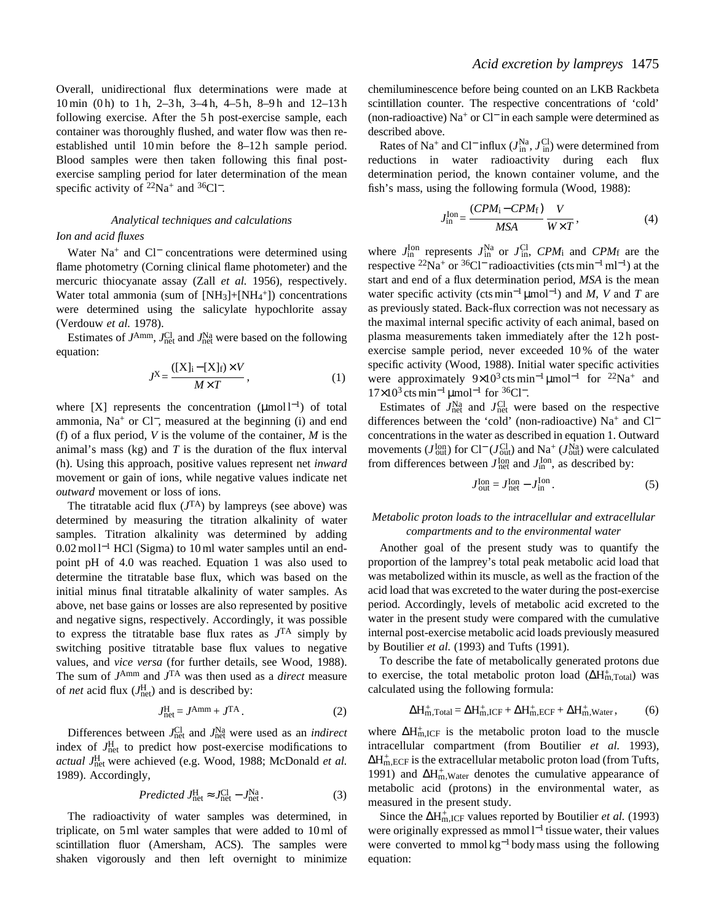Overall, unidirectional flux determinations were made at 10 min (0 h) to 1 h, 2–3 h, 3–4 h, 4–5 h, 8–9 h and 12–13 h following exercise. After the 5 h post-exercise sample, each container was thoroughly flushed, and water flow was then re-established until 10 min before the 8–12 h sample period. Blood samples were then taken following this final post-exercise sampling period for later determination of the mean specific activity of $^{22}Na^+$ and $^{36}Cl^-$.

### Analytical techniques and calculations

#### *Ion and acid fluxes*

Water $Na^+$ and $Cl^-$ concentrations were determined using flame photometry (Corning clinical flame photometer) and the mercuric thiocyanate assay (Zall *et al.* 1956), respectively. Water total ammonia (sum of $[NH_3]$+$[NH_4^+]$) concentrations were determined using the salicylate hypochlorite assay (Verdouw *et al.* 1978).

Estimates of $J^{Amm}$, $J^{Cl}_{net}$ and $J^{Na}_{net}$ were based on the following equation:

$$J^X = \frac{([X]_i - [X]_f) \times V}{M \times T}\,, \tag{1}$$

where [X] represents the concentration (µmol l$^{-1}$) of total ammonia, $Na^+$ or $Cl^-$, measured at the beginning (i) and end (f) of a flux period, $V$ is the volume of the container, $M$ is the animal's mass (kg) and $T$ is the duration of the flux interval (h). Using this approach, positive values represent net *inward* movement or gain of ions, while negative values indicate net *outward* movement or loss of ions.

The titratable acid flux ($J^{TA}$) by lampreys (see above) was determined by measuring the titration alkalinity of water samples. Titration alkalinity was determined by adding 0.02 mol l$^{-1}$ HCl (Sigma) to 10 ml water samples until an end-point pH of 4.0 was reached. Equation 1 was also used to determine the titratable base flux, which was based on the initial minus final titratable alkalinity of water samples. As above, net base gains or losses are also represented by positive and negative signs, respectively. Accordingly, it was possible to express the titratable base flux rates as $J^{TA}$ simply by switching positive titratable base flux values to negative values, and *vice versa* (for further details, see Wood, 1988). The sum of $J^{Amm}$ and $J^{TA}$ was then used as a *direct* measure of *net* acid flux ($J^H_{net}$) and is described by:

$$J^H_{net} = J^{Amm} + J^{TA}\,. \tag{2}$$

Differences between $J^{Cl}_{net}$ and $J^{Na}_{net}$ were used as an *indirect* index of $J^H_{net}$ to predict how post-exercise modifications to *actual* $J^H_{net}$ were achieved (e.g. Wood, 1988; McDonald *et al.* 1989). Accordingly,

$$\textit{Predicted}\ J^H_{net} \approx J^{Cl}_{net} - J^{Na}_{net}\,. \tag{3}$$

The radioactivity of water samples was determined, in triplicate, on 5 ml water samples that were added to 10 ml of scintillation fluor (Amersham, ACS). The samples were shaken vigorously and then left overnight to minimize chemiluminescence before being counted on an LKB Rackbeta scintillation counter. The respective concentrations of 'cold' (non-radioactive) $Na^+$ or $Cl^-$ in each sample were determined as described above.

Rates of $Na^+$ and $Cl^-$ influx ($J^{Na}_{in}$, $J^{Cl}_{in}$) were determined from reductions in water radioactivity during each flux determination period, the known container volume, and the fish's mass, using the following formula (Wood, 1988):

$$J^{Ion}_{in} = \frac{(CPM_i - CPM_f)}{MSA}\,\frac{V}{W \times T}\,, \tag{4}$$

where $J^{Ion}_{in}$ represents $J^{Na}_{in}$ or $J^{Cl}_{in}$, $CPM_i$ and $CPM_f$ are the respective $^{22}Na^+$ or $^{36}Cl^-$ radioactivities (cts min$^{-1}$ ml$^{-1}$) at the start and end of a flux determination period, $MSA$ is the mean water specific activity (cts min$^{-1}$ µmol$^{-1}$) and $M$, $V$ and $T$ are as previously stated. Back-flux correction was not necessary as the maximal internal specific activity of each animal, based on plasma measurements taken immediately after the 12 h post-exercise sample period, never exceeded 10 % of the water specific activity (Wood, 1988). Initial water specific activities were approximately $9\times10^3$ cts min$^{-1}$ µmol$^{-1}$ for $^{22}Na^+$ and $17\times10^3$ cts min$^{-1}$ µmol$^{-1}$ for $^{36}Cl^-$.

Estimates of $J^{Na}_{net}$ and $J^{Cl}_{net}$ were based on the respective differences between the 'cold' (non-radioactive) $Na^+$ and $Cl^-$ concentrations in the water as described in equation 1. Outward movements ($J^{Ion}_{out}$) for $Cl^-$ ($J^{Cl}_{out}$) and $Na^+$ ($J^{Na}_{out}$) were calculated from differences between $J^{Ion}_{net}$ and $J^{Ion}_{in}$, as described by:

$$J^{Ion}_{out} = J^{Ion}_{net} - J^{Ion}_{in}\,. \tag{5}$$

#### *Metabolic proton loads to the intracellular and extracellular compartments and to the environmental water*

Another goal of the present study was to quantify the proportion of the lamprey's total peak metabolic acid load that was metabolized within its muscle, as well as the fraction of the acid load that was excreted to the water during the post-exercise period. Accordingly, levels of metabolic acid excreted to the water in the present study were compared with the cumulative internal post-exercise metabolic acid loads previously measured by Boutilier *et al.* (1993) and Tufts (1991).

To describe the fate of metabolically generated protons due to exercise, the total metabolic proton load ($\Delta H^+_{m,Total}$) was calculated using the following formula:

$$\Delta H^+_{m,Total} = \Delta H^+_{m,ICF} + \Delta H^+_{m,ECF} + \Delta H^+_{m,Water}\,, \tag{6}$$

where $\Delta H^+_{m,ICF}$ is the metabolic proton load to the muscle intracellular compartment (from Boutilier *et al.* 1993), $\Delta H^+_{m,ECF}$ is the extracellular metabolic proton load (from Tufts, 1991) and $\Delta H^+_{m,Water}$ denotes the cumulative appearance of metabolic acid (protons) in the environmental water, as measured in the present study.

Since the $\Delta H^+_{m,ICF}$ values reported by Boutilier *et al.* (1993) were originally expressed as mmol l$^{-1}$ tissue water, their values were converted to mmol kg$^{-1}$ body mass using the following equation: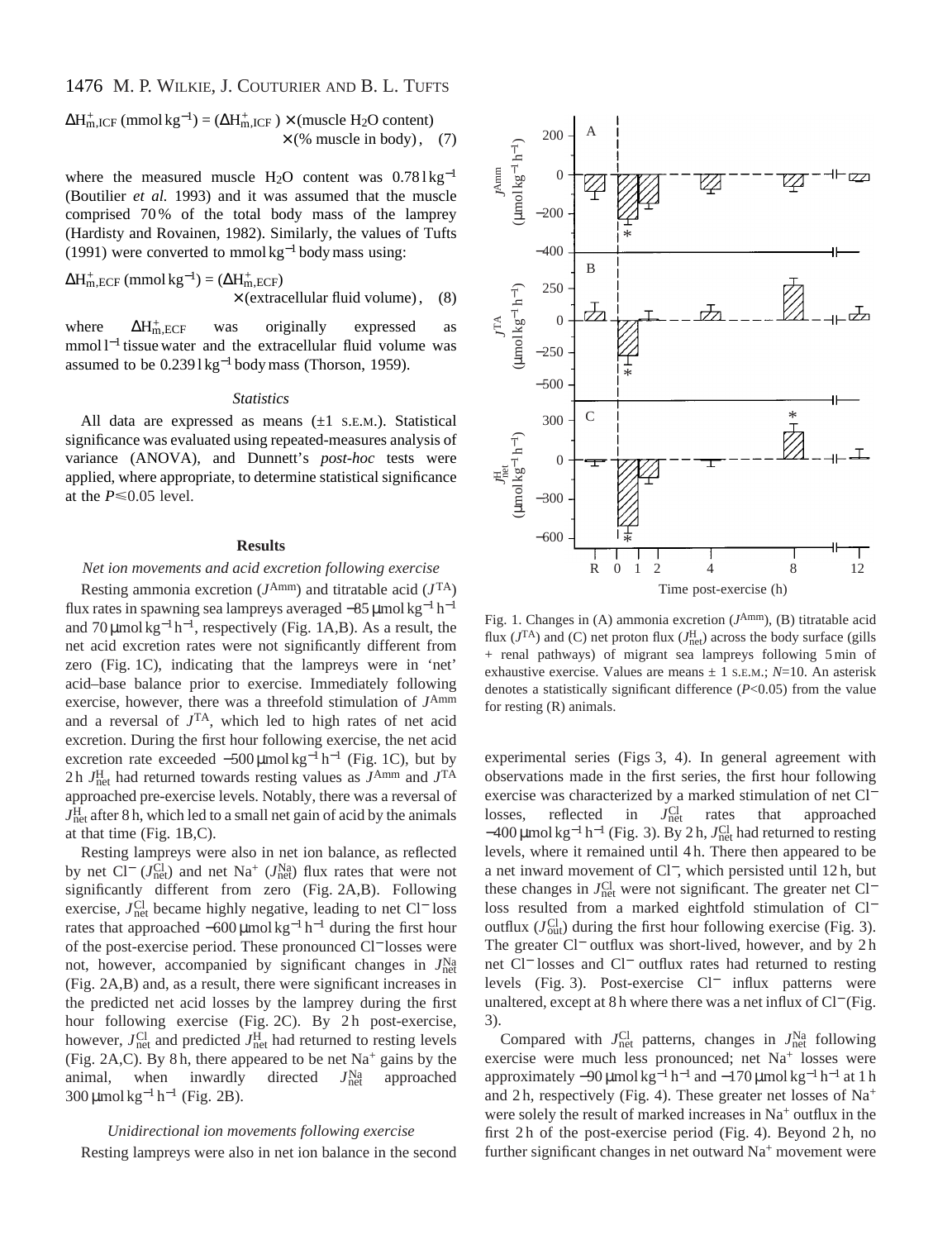$$\Delta H^+_{m,ICF}\ (\text{mmol kg}^{-1}) = (\Delta H^+_{m,ICF}) \times (\text{muscle } H_2O \text{ content}) \times (\% \text{ muscle in body})\,, \quad (7)$$

where the measured muscle $H_2O$ content was $0.78\,\text{l kg}^{-1}$ (Boutilier *et al.* 1993) and it was assumed that the muscle comprised 70 % of the total body mass of the lamprey (Hardisty and Rovainen, 1982). Similarly, the values of Tufts (1991) were converted to $\text{mmol kg}^{-1}$ body mass using:

$$\Delta H^+_{m,ECF}\ (\text{mmol kg}^{-1}) = (\Delta H^+_{m,ECF}) \times (\text{extracellular fluid volume})\,, \quad (8)$$

where $\Delta H^+_{m,ECF}$ was originally expressed as $\text{mmol l}^{-1}$ tissue water and the extracellular fluid volume was assumed to be $0.239\,\text{l kg}^{-1}$ body mass (Thorson, 1959).

### *Statistics*

All data are expressed as means (±1 S.E.M.). Statistical significance was evaluated using repeated-measures analysis of variance (ANOVA), and Dunnett's *post-hoc* tests were applied, where appropriate, to determine statistical significance at the $P\leqslant0.05$ level.

## Results

### *Net ion movements and acid excretion following exercise*

Resting ammonia excretion ($J^{\text{Amm}}$) and titratable acid ($J^{\text{TA}}$) flux rates in spawning sea lampreys averaged $-85\,\mu\text{mol kg}^{-1}\,\text{h}^{-1}$ and $70\,\mu\text{mol kg}^{-1}\,\text{h}^{-1}$, respectively (Fig. 1A,B). As a result, the net acid excretion rates were not significantly different from zero (Fig. 1C), indicating that the lampreys were in 'net' acid–base balance prior to exercise. Immediately following exercise, however, there was a threefold stimulation of $J^{\text{Amm}}$ and a reversal of $J^{\text{TA}}$, which led to high rates of net acid excretion. During the first hour following exercise, the net acid excretion rate exceeded $-500\,\mu\text{mol kg}^{-1}\,\text{h}^{-1}$ (Fig. 1C), but by 2 h $J^{\text{H}}_{\text{net}}$ had returned towards resting values as $J^{\text{Amm}}$ and $J^{\text{TA}}$ approached pre-exercise levels. Notably, there was a reversal of $J^{\text{H}}_{\text{net}}$ after 8 h, which led to a small net gain of acid by the animals at that time (Fig. 1B,C).

Resting lampreys were also in net ion balance, as reflected by net $Cl^-$ ($J^{\text{Cl}}_{\text{net}}$) and net $Na^+$ ($J^{\text{Na}}_{\text{net}}$) flux rates that were not significantly different from zero (Fig. 2A,B). Following exercise, $J^{\text{Cl}}_{\text{net}}$ became highly negative, leading to net $Cl^-$ loss rates that approached $-600\,\mu\text{mol kg}^{-1}\,\text{h}^{-1}$ during the first hour of the post-exercise period. These pronounced $Cl^-$ losses were not, however, accompanied by significant changes in $J^{\text{Na}}_{\text{net}}$ (Fig. 2A,B) and, as a result, there were significant increases in the predicted net acid losses by the lamprey during the first hour following exercise (Fig. 2C). By 2 h post-exercise, however, $J^{\text{Cl}}_{\text{net}}$ and predicted $J^{\text{H}}_{\text{net}}$ had returned to resting levels (Fig. 2A,C). By 8 h, there appeared to be net $Na^+$ gains by the animal, when inwardly directed $J^{\text{Na}}_{\text{net}}$ approached $300\,\mu\text{mol kg}^{-1}\,\text{h}^{-1}$ (Fig. 2B).

### *Unidirectional ion movements following exercise*

Resting lampreys were also in net ion balance in the second experimental series (Figs 3, 4). In general agreement with observations made in the first series, the first hour following exercise was characterized by a marked stimulation of net $Cl^-$ losses, reflected in $J^{\text{Cl}}_{\text{net}}$ rates that approached $-400\,\mu\text{mol kg}^{-1}\,\text{h}^{-1}$ (Fig. 3). By 2 h, $J^{\text{Cl}}_{\text{net}}$ had returned to resting levels, where it remained until 4 h. There then appeared to be a net inward movement of $Cl^-$, which persisted until 12 h, but these changes in $J^{\text{Cl}}_{\text{net}}$ were not significant. The greater net $Cl^-$ loss resulted from a marked eightfold stimulation of $Cl^-$ outflux ($J^{\text{Cl}}_{\text{out}}$) during the first hour following exercise (Fig. 3). The greater $Cl^-$ outflux was short-lived, however, and by 2 h net $Cl^-$ losses and $Cl^-$ outflux rates had returned to resting levels (Fig. 3). Post-exercise $Cl^-$ influx patterns were unaltered, except at 8 h where there was a net influx of $Cl^-$ (Fig. 3).

Compared with $J^{\text{Cl}}_{\text{net}}$ patterns, changes in $J^{\text{Na}}_{\text{net}}$ following exercise were much less pronounced; net $Na^+$ losses were approximately $-90\,\mu\text{mol kg}^{-1}\,\text{h}^{-1}$ and $-170\,\mu\text{mol kg}^{-1}\,\text{h}^{-1}$ at 1 h and 2 h, respectively (Fig. 4). These greater net losses of $Na^+$ were solely the result of marked increases in $Na^+$ outflux in the first 2 h of the post-exercise period (Fig. 4). Beyond 2 h, no further significant changes in net outward $Na^+$ movement were

A
$J^{\text{Amm}}$ ($\mu\text{mol kg}^{-1}\,\text{h}^{-1}$)
200
0
−200
−400
*

B
$J^{\text{TA}}$ ($\mu\text{mol kg}^{-1}\,\text{h}^{-1}$)
250
0
−250
−500
*

C
$J^{\text{H}}_{\text{net}}$ ($\mu\text{mol kg}^{-1}\,\text{h}^{-1}$)
300
0
−300
−600
*
*

R 0 1 2 4 8 12
Time post-exercise (h)

Fig. 1. Changes in (A) ammonia excretion ($J^{\text{Amm}}$), (B) titratable acid flux ($J^{\text{TA}}$) and (C) net proton flux ($J^{\text{H}}_{\text{net}}$) across the body surface (gills + renal pathways) of migrant sea lampreys following 5 min of exhaustive exercise. Values are means ± 1 S.E.M.; $N$=10. An asterisk denotes a statistically significant difference ($P$<0.05) from the value for resting (R) animals.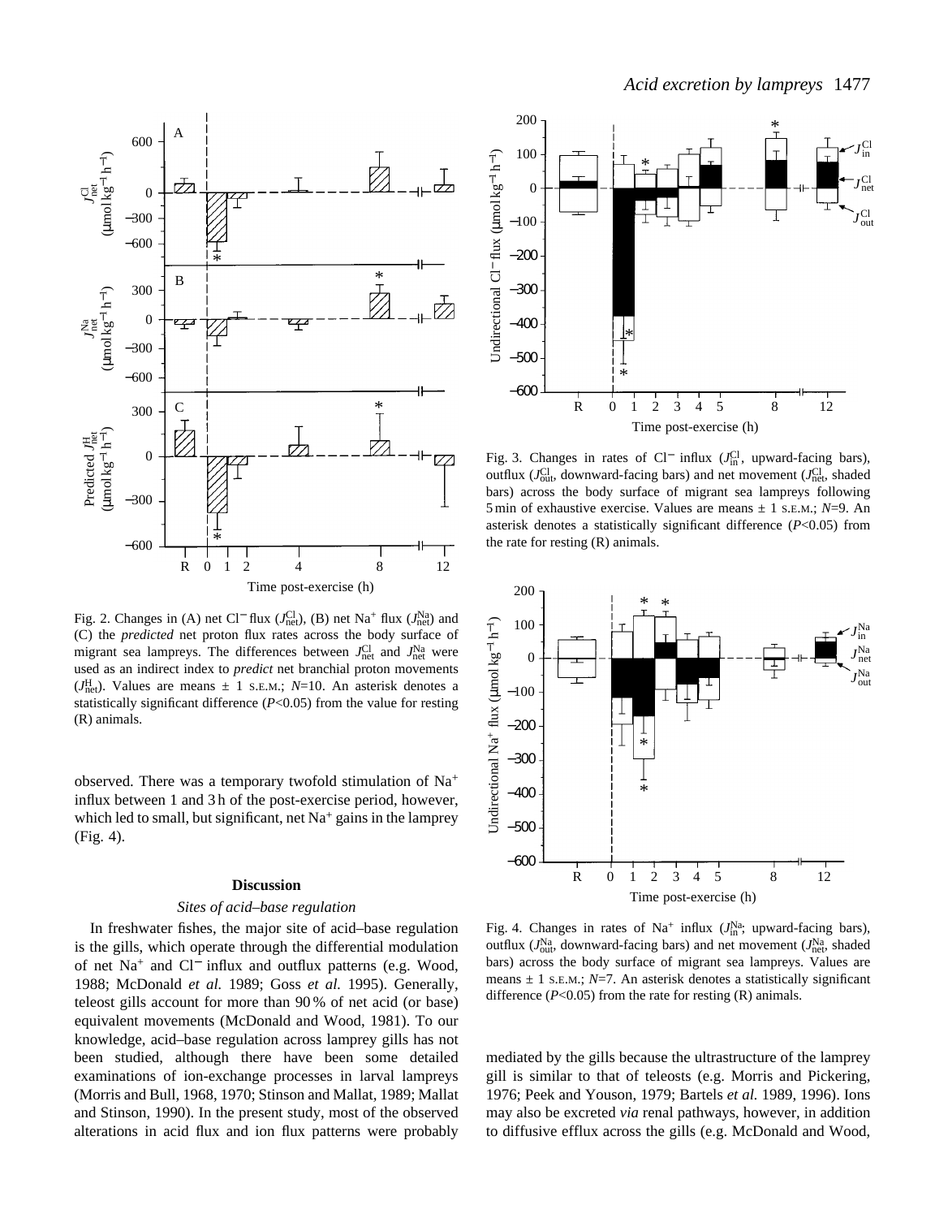A

600

0

−300

−600

$J^{Cl}_{net}$ (μmol kg$^{-1}$ h$^{-1}$)

*

*

B

300

0

−300

−600

$J^{Na}_{net}$ (μmol kg$^{-1}$ h$^{-1}$)

*

C

300

0

−300

−600

Predicted $J^{H}_{net}$ (μmol kg$^{-1}$ h$^{-1}$)

*

*

R 0 1 2 4 8 12

Time post-exercise (h)

Fig. 2. Changes in (A) net $Cl^-$ flux ($J^{Cl}_{net}$), (B) net $Na^+$ flux ($J^{Na}_{net}$) and (C) the *predicted* net proton flux rates across the body surface of migrant sea lampreys. The differences between $J^{Cl}_{net}$ and $J^{Na}_{net}$ were used as an indirect index to *predict* net branchial proton movements ($J^{H}_{net}$). Values are means ± 1 S.E.M.; $N$=10. An asterisk denotes a statistically significant difference ($P$<0.05) from the value for resting (R) animals.

observed. There was a temporary twofold stimulation of $Na^+$ influx between 1 and 3 h of the post-exercise period, however, which led to small, but significant, net $Na^+$ gains in the lamprey (Fig. 4).

## Discussion

### *Sites of acid–base regulation*

In freshwater fishes, the major site of acid–base regulation is the gills, which operate through the differential modulation of net $Na^+$ and $Cl^-$ influx and outflux patterns (e.g. Wood, 1988; McDonald *et al.* 1989; Goss *et al.* 1995). Generally, teleost gills account for more than 90 % of net acid (or base) equivalent movements (McDonald and Wood, 1981). To our knowledge, acid–base regulation across lamprey gills has not been studied, although there have been some detailed examinations of ion-exchange processes in larval lampreys (Morris and Bull, 1968, 1970; Stinson and Mallat, 1989; Mallat and Stinson, 1990). In the present study, most of the observed alterations in acid flux and ion flux patterns were probably mediated by the gills because the ultrastructure of the lamprey gill is similar to that of teleosts (e.g. Morris and Pickering, 1976; Peek and Youson, 1979; Bartels *et al.* 1989, 1996). Ions may also be excreted *via* renal pathways, however, in addition to diffusive efflux across the gills (e.g. McDonald and Wood,

200

100

0

−100

−200

−300

−400

−500

−600

Undirectional $Cl^-$ flux (μmol kg$^{-1}$ h$^{-1}$)

*

*

*

*

$J^{Cl}_{in}$

$J^{Cl}_{net}$

$J^{Cl}_{out}$

R 0 1 2 3 4 5 8 12

Time post-exercise (h)

Fig. 3. Changes in rates of $Cl^-$ influx ($J^{Cl}_{in}$, upward-facing bars), outflux ($J^{Cl}_{out}$, downward-facing bars) and net movement ($J^{Cl}_{net}$, shaded bars) across the body surface of migrant sea lampreys following 5 min of exhaustive exercise. Values are means ± 1 S.E.M.; $N$=9. An asterisk denotes a statistically significant difference ($P$<0.05) from the rate for resting (R) animals.

200

100

0

−100

−200

−300

−400

−500

−600

Undirectional $Na^+$ flux (μmol kg$^{-1}$ h$^{-1}$)

* *

*

*

$J^{Na}_{in}$

$J^{Na}_{net}$

$J^{Na}_{out}$

R 0 1 2 3 4 5 8 12

Time post-exercise (h)

Fig. 4. Changes in rates of $Na^+$ influx ($J^{Na}_{in}$; upward-facing bars), outflux ($J^{Na}_{out}$, downward-facing bars) and net movement ($J^{Na}_{net}$, shaded bars) across the body surface of migrant sea lampreys. Values are means ± 1 S.E.M.; $N$=7. An asterisk denotes a statistically significant difference ($P$<0.05) from the rate for resting (R) animals.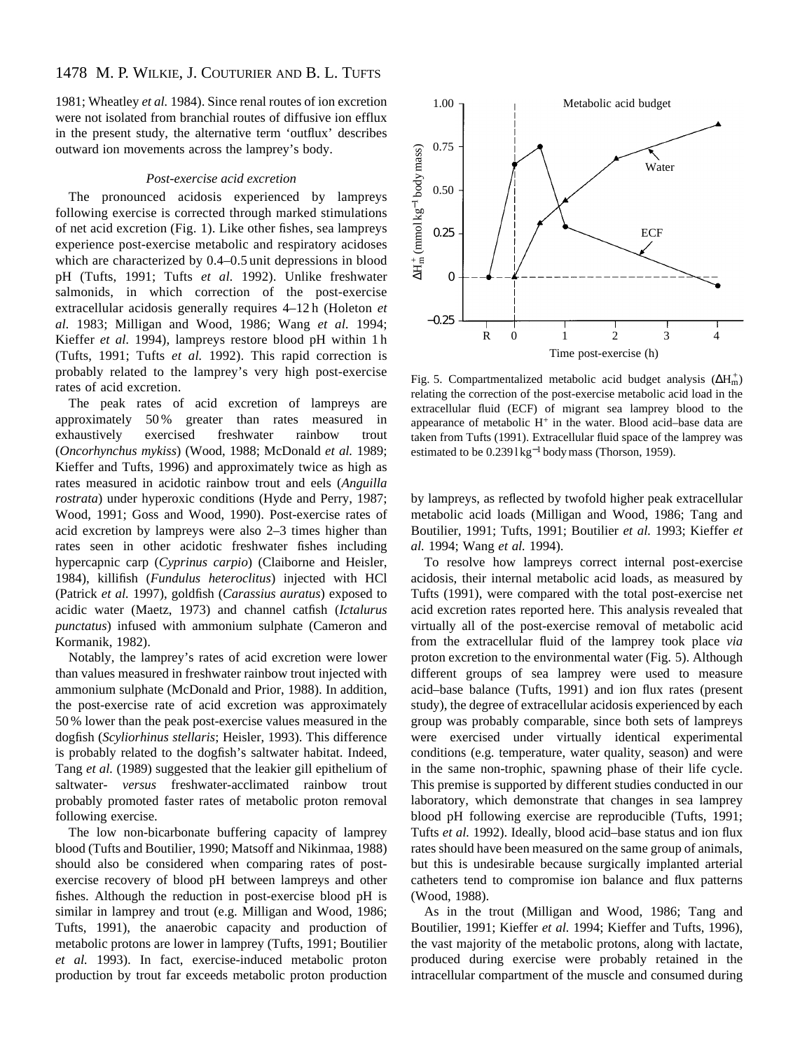1981; Wheatley *et al.* 1984). Since renal routes of ion excretion were not isolated from branchial routes of diffusive ion efflux in the present study, the alternative term 'outflux' describes outward ion movements across the lamprey's body.

### *Post-exercise acid excretion*

The pronounced acidosis experienced by lampreys following exercise is corrected through marked stimulations of net acid excretion (Fig. 1). Like other fishes, sea lampreys experience post-exercise metabolic and respiratory acidoses which are characterized by 0.4–0.5 unit depressions in blood pH (Tufts, 1991; Tufts *et al.* 1992). Unlike freshwater salmonids, in which correction of the post-exercise extracellular acidosis generally requires 4–12 h (Holeton *et al.* 1983; Milligan and Wood, 1986; Wang *et al.* 1994; Kieffer *et al.* 1994), lampreys restore blood pH within 1 h (Tufts, 1991; Tufts *et al.* 1992). This rapid correction is probably related to the lamprey's very high post-exercise rates of acid excretion.

The peak rates of acid excretion of lampreys are approximately 50 % greater than rates measured in exhaustively exercised freshwater rainbow trout (*Oncorhynchus mykiss*) (Wood, 1988; McDonald *et al.* 1989; Kieffer and Tufts, 1996) and approximately twice as high as rates measured in acidotic rainbow trout and eels (*Anguilla rostrata*) under hyperoxic conditions (Hyde and Perry, 1987; Wood, 1991; Goss and Wood, 1990). Post-exercise rates of acid excretion by lampreys were also 2–3 times higher than rates seen in other acidotic freshwater fishes including hypercapnic carp (*Cyprinus carpio*) (Claiborne and Heisler, 1984), killifish (*Fundulus heteroclitus*) injected with HCl (Patrick *et al.* 1997), goldfish (*Carassius auratus*) exposed to acidic water (Maetz, 1973) and channel catfish (*Ictalurus punctatus*) infused with ammonium sulphate (Cameron and Kormanik, 1982).

Notably, the lamprey's rates of acid excretion were lower than values measured in freshwater rainbow trout injected with ammonium sulphate (McDonald and Prior, 1988). In addition, the post-exercise rate of acid excretion was approximately 50 % lower than the peak post-exercise values measured in the dogfish (*Scyliorhinus stellaris*; Heisler, 1993). This difference is probably related to the dogfish's saltwater habitat. Indeed, Tang *et al.* (1989) suggested that the leakier gill epithelium of saltwater- *versus* freshwater-acclimated rainbow trout probably promoted faster rates of metabolic proton removal following exercise.

The low non-bicarbonate buffering capacity of lamprey blood (Tufts and Boutilier, 1990; Matsoff and Nikinmaa, 1988) should also be considered when comparing rates of post-exercise recovery of blood pH between lampreys and other fishes. Although the reduction in post-exercise blood pH is similar in lamprey and trout (e.g. Milligan and Wood, 1986; Tufts, 1991), the anaerobic capacity and production of metabolic protons are lower in lamprey (Tufts, 1991; Boutilier *et al.* 1993). In fact, exercise-induced metabolic proton production by trout far exceeds metabolic proton production

Metabolic acid budget

1.00
0.75
0.50
0.25
0
−0.25

$\Delta H^+_m$ (mmol kg$^{-1}$ body mass)

Water

ECF

R 0 1 2 3 4

Time post-exercise (h)

Fig. 5. Compartmentalized metabolic acid budget analysis ($\Delta H^+_m$) relating the correction of the post-exercise metabolic acid load in the extracellular fluid (ECF) of migrant sea lamprey blood to the appearance of metabolic $H^+$ in the water. Blood acid–base data are taken from Tufts (1991). Extracellular fluid space of the lamprey was estimated to be 0.239 l kg$^{-1}$ body mass (Thorson, 1959).

by lampreys, as reflected by twofold higher peak extracellular metabolic acid loads (Milligan and Wood, 1986; Tang and Boutilier, 1991; Tufts, 1991; Boutilier *et al.* 1993; Kieffer *et al.* 1994; Wang *et al.* 1994).

To resolve how lampreys correct internal post-exercise acidosis, their internal metabolic acid loads, as measured by Tufts (1991), were compared with the total post-exercise net acid excretion rates reported here. This analysis revealed that virtually all of the post-exercise removal of metabolic acid from the extracellular fluid of the lamprey took place *via* proton excretion to the environmental water (Fig. 5). Although different groups of sea lamprey were used to measure acid–base balance (Tufts, 1991) and ion flux rates (present study), the degree of extracellular acidosis experienced by each group was probably comparable, since both sets of lampreys were exercised under virtually identical experimental conditions (e.g. temperature, water quality, season) and were in the same non-trophic, spawning phase of their life cycle. This premise is supported by different studies conducted in our laboratory, which demonstrate that changes in sea lamprey blood pH following exercise are reproducible (Tufts, 1991; Tufts *et al.* 1992). Ideally, blood acid–base status and ion flux rates should have been measured on the same group of animals, but this is undesirable because surgically implanted arterial catheters tend to compromise ion balance and flux patterns (Wood, 1988).

As in the trout (Milligan and Wood, 1986; Tang and Boutilier, 1991; Kieffer *et al.* 1994; Kieffer and Tufts, 1996), the vast majority of the metabolic protons, along with lactate, produced during exercise were probably retained in the intracellular compartment of the muscle and consumed during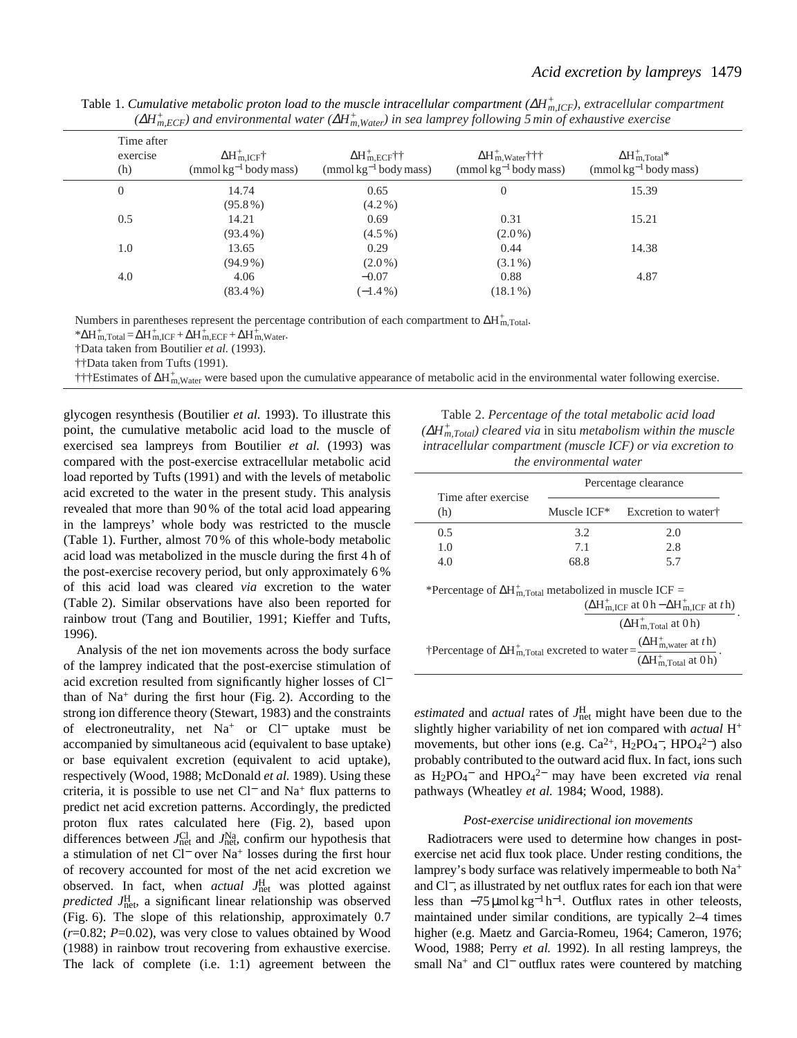Table 1. *Cumulative metabolic proton load to the muscle intracellular compartment ($\Delta H^+_{m,ICF}$), extracellular compartment ($\Delta H^+_{m,ECF}$) and environmental water ($\Delta H^+_{m,Water}$) in sea lamprey following 5 min of exhaustive exercise*

| Time after exercise (h) | $\Delta H^+_{m,ICF}$† (mmol kg$^{-1}$ body mass) | $\Delta H^+_{m,ECF}$†† (mmol kg$^{-1}$ body mass) | $\Delta H^+_{m,Water}$††† (mmol kg$^{-1}$ body mass) | $\Delta H^+_{m,Total}$* (mmol kg$^{-1}$ body mass) |
|---|---|---|---|---|
| 0 | 14.74 (95.8 %) | 0.65 (4.2 %) | 0 | 15.39 |
| 0.5 | 14.21 (93.4 %) | 0.69 (4.5 %) | 0.31 (2.0 %) | 15.21 |
| 1.0 | 13.65 (94.9 %) | 0.29 (2.0 %) | 0.44 (3.1 %) | 14.38 |
| 4.0 | 4.06 (83.4 %) | −0.07 (−1.4 %) | 0.88 (18.1 %) | 4.87 |

Numbers in parentheses represent the percentage contribution of each compartment to $\Delta H^+_{m,Total}$.

*$\Delta H^+_{m,Total} = \Delta H^+_{m,ICF} + \Delta H^+_{m,ECF} + \Delta H^+_{m,Water}$.

†Data taken from Boutilier *et al.* (1993).

††Data taken from Tufts (1991).

†††Estimates of $\Delta H^+_{m,Water}$ were based upon the cumulative appearance of metabolic acid in the environmental water following exercise.

glycogen resynthesis (Boutilier *et al.* 1993). To illustrate this point, the cumulative metabolic acid load to the muscle of exercised sea lampreys from Boutilier *et al.* (1993) was compared with the post-exercise extracellular metabolic acid load reported by Tufts (1991) and with the levels of metabolic acid excreted to the water in the present study. This analysis revealed that more than 90 % of the total acid load appearing in the lampreys' whole body was restricted to the muscle (Table 1). Further, almost 70 % of this whole-body metabolic acid load was metabolized in the muscle during the first 4 h of the post-exercise recovery period, but only approximately 6 % of this acid load was cleared *via* excretion to the water (Table 2). Similar observations have also been reported for rainbow trout (Tang and Boutilier, 1991; Kieffer and Tufts, 1996).

Analysis of the net ion movements across the body surface of the lamprey indicated that the post-exercise stimulation of acid excretion resulted from significantly higher losses of $Cl^-$ than of $Na^+$ during the first hour (Fig. 2). According to the strong ion difference theory (Stewart, 1983) and the constraints of electroneutrality, net $Na^+$ or $Cl^-$ uptake must be accompanied by simultaneous acid (equivalent to base uptake) or base equivalent excretion (equivalent to acid uptake), respectively (Wood, 1988; McDonald *et al.* 1989). Using these criteria, it is possible to use net $Cl^-$ and $Na^+$ flux patterns to predict net acid excretion patterns. Accordingly, the predicted proton flux rates calculated here (Fig. 2), based upon differences between $J^{Cl}_{net}$ and $J^{Na}_{net}$, confirm our hypothesis that a stimulation of net $Cl^-$ over $Na^+$ losses during the first hour of recovery accounted for most of the net acid excretion we observed. In fact, when *actual* $J^{H}_{net}$ was plotted against *predicted* $J^{H}_{net}$, a significant linear relationship was observed (Fig. 6). The slope of this relationship, approximately 0.7 ($r$=0.82; $P$=0.02), was very close to values obtained by Wood (1988) in rainbow trout recovering from exhaustive exercise. The lack of complete (i.e. 1:1) agreement between the

Table 2. *Percentage of the total metabolic acid load ($\Delta H^+_{m,Total}$) cleared via* in situ *metabolism within the muscle intracellular compartment (muscle ICF) or via excretion to the environmental water*

| Time after exercise (h) | Percentage clearance | |
|---|---|---|
| | Muscle ICF* | Excretion to water† |
| 0.5 | 3.2 | 2.0 |
| 1.0 | 7.1 | 2.8 |
| 4.0 | 68.8 | 5.7 |

*Percentage of $\Delta H^+_{m,Total}$ metabolized in muscle ICF = $\dfrac{(\Delta H^+_{m,ICF} \text{ at } 0\,h - \Delta H^+_{m,ICF} \text{ at } t\,h)}{(\Delta H^+_{m,Total} \text{ at } 0\,h)}$.

†Percentage of $\Delta H^+_{m,Total}$ excreted to water = $\dfrac{(\Delta H^+_{m,water} \text{ at } t\,h)}{(\Delta H^+_{m,Total} \text{ at } 0\,h)}$.

*estimated* and *actual* rates of $J^{H}_{net}$ might have been due to the slightly higher variability of net ion compared with *actual* $H^+$ movements, but other ions (e.g. $Ca^{2+}$, $H_2PO_4^-$, $HPO_4^{2-}$) also probably contributed to the outward acid flux. In fact, ions such as $H_2PO_4^-$ and $HPO_4^{2-}$ may have been excreted *via* renal pathways (Wheatley *et al.* 1984; Wood, 1988).

### *Post-exercise unidirectional ion movements*

Radiotracers were used to determine how changes in post-exercise net acid flux took place. Under resting conditions, the lamprey's body surface was relatively impermeable to both $Na^+$ and $Cl^-$, as illustrated by net outflux rates for each ion that were less than −75 μmol kg$^{-1}$ h$^{-1}$. Outflux rates in other teleosts, maintained under similar conditions, are typically 2–4 times higher (e.g. Maetz and Garcia-Romeu, 1964; Cameron, 1976; Wood, 1988; Perry *et al.* 1992). In all resting lampreys, the small $Na^+$ and $Cl^-$ outflux rates were countered by matching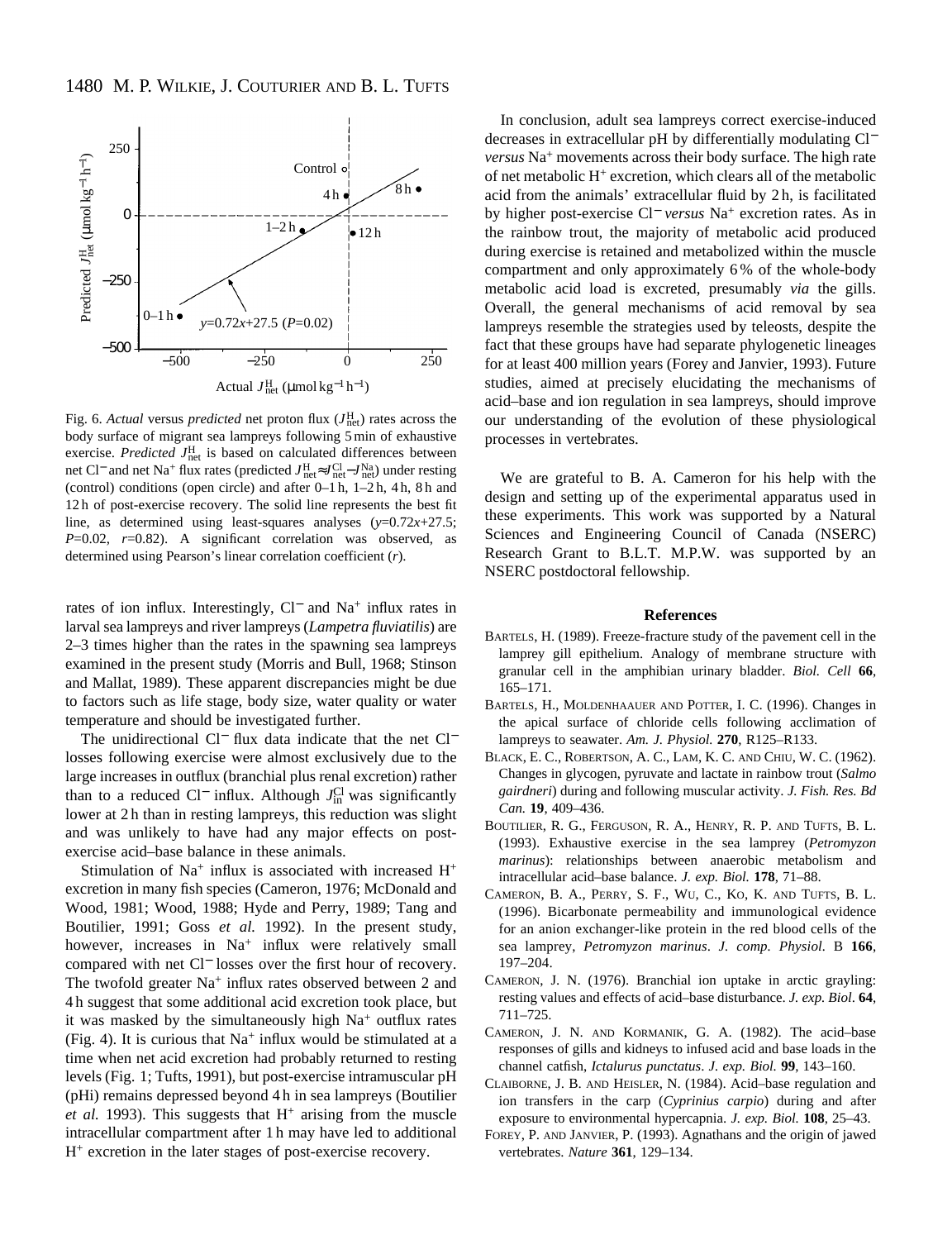250

Control

4 h

8 h

0

1–2 h

12 h

−250

0–1 h

$y$=0.72$x$+27.5 ($P$=0.02)

−500

−500 −250 0 250

Predicted $J^{H}_{net}$ (µmol kg$^{-1}$ h$^{-1}$)

Actual $J^{H}_{net}$ (µmol kg$^{-1}$ h$^{-1}$)

Fig. 6. *Actual* versus *predicted* net proton flux ($J^{H}_{net}$) rates across the body surface of migrant sea lampreys following 5 min of exhaustive exercise. *Predicted* $J^{H}_{net}$ is based on calculated differences between net $Cl^-$ and net $Na^+$ flux rates (predicted $J^{H}_{net} \approx J^{Cl}_{net} - J^{Na}_{net}$) under resting (control) conditions (open circle) and after 0–1 h, 1–2 h, 4 h, 8 h and 12 h of post-exercise recovery. The solid line represents the best fit line, as determined using least-squares analyses ($y$=0.72$x$+27.5; $P$=0.02, $r$=0.82). A significant correlation was observed, as determined using Pearson's linear correlation coefficient ($r$).

rates of ion influx. Interestingly, $Cl^-$ and $Na^+$ influx rates in larval sea lampreys and river lampreys (*Lampetra fluviatilis*) are 2–3 times higher than the rates in the spawning sea lampreys examined in the present study (Morris and Bull, 1968; Stinson and Mallat, 1989). These apparent discrepancies might be due to factors such as life stage, body size, water quality or water temperature and should be investigated further.

The unidirectional $Cl^-$ flux data indicate that the net $Cl^-$ losses following exercise were almost exclusively due to the large increases in outflux (branchial plus renal excretion) rather than to a reduced $Cl^-$ influx. Although $J^{Cl}_{in}$ was significantly lower at 2 h than in resting lampreys, this reduction was slight and was unlikely to have had any major effects on post-exercise acid–base balance in these animals.

Stimulation of $Na^+$ influx is associated with increased $H^+$ excretion in many fish species (Cameron, 1976; McDonald and Wood, 1981; Wood, 1988; Hyde and Perry, 1989; Tang and Boutilier, 1991; Goss *et al.* 1992). In the present study, however, increases in $Na^+$ influx were relatively small compared with net $Cl^-$ losses over the first hour of recovery. The twofold greater $Na^+$ influx rates observed between 2 and 4 h suggest that some additional acid excretion took place, but it was masked by the simultaneously high $Na^+$ outflux rates (Fig. 4). It is curious that $Na^+$ influx would be stimulated at a time when net acid excretion had probably returned to resting levels (Fig. 1; Tufts, 1991), but post-exercise intramuscular pH (pHi) remains depressed beyond 4 h in sea lampreys (Boutilier *et al.* 1993). This suggests that $H^+$ arising from the muscle intracellular compartment after 1 h may have led to additional $H^+$ excretion in the later stages of post-exercise recovery.

In conclusion, adult sea lampreys correct exercise-induced decreases in extracellular pH by differentially modulating $Cl^-$ *versus* $Na^+$ movements across their body surface. The high rate of net metabolic $H^+$ excretion, which clears all of the metabolic acid from the animals' extracellular fluid by 2 h, is facilitated by higher post-exercise $Cl^-$ *versus* $Na^+$ excretion rates. As in the rainbow trout, the majority of metabolic acid produced during exercise is retained and metabolized within the muscle compartment and only approximately 6 % of the whole-body metabolic acid load is excreted, presumably *via* the gills. Overall, the general mechanisms of acid removal by sea lampreys resemble the strategies used by teleosts, despite the fact that these groups have had separate phylogenetic lineages for at least 400 million years (Forey and Janvier, 1993). Future studies, aimed at precisely elucidating the mechanisms of acid–base and ion regulation in sea lampreys, should improve our understanding of the evolution of these physiological processes in vertebrates.

We are grateful to B. A. Cameron for his help with the design and setting up of the experimental apparatus used in these experiments. This work was supported by a Natural Sciences and Engineering Council of Canada (NSERC) Research Grant to B.L.T. M.P.W. was supported by an NSERC postdoctoral fellowship.

## References

BARTELS, H. (1989). Freeze-fracture study of the pavement cell in the lamprey gill epithelium. Analogy of membrane structure with granular cell in the amphibian urinary bladder. *Biol. Cell* **66**, 165–171.

BARTELS, H., MOLDENHAAUER AND POTTER, I. C. (1996). Changes in the apical surface of chloride cells following acclimation of lampreys to seawater. *Am. J. Physiol.* **270**, R125–R133.

BLACK, E. C., ROBERTSON, A. C., LAM, K. C. AND CHIU, W. C. (1962). Changes in glycogen, pyruvate and lactate in rainbow trout (*Salmo gairdneri*) during and following muscular activity. *J. Fish. Res. Bd Can.* **19**, 409–436.

BOUTILIER, R. G., FERGUSON, R. A., HENRY, R. P. AND TUFTS, B. L. (1993). Exhaustive exercise in the sea lamprey (*Petromyzon marinus*): relationships between anaerobic metabolism and intracellular acid–base balance. *J. exp. Biol.* **178**, 71–88.

CAMERON, B. A., PERRY, S. F., WU, C., KO, K. AND TUFTS, B. L. (1996). Bicarbonate permeability and immunological evidence for an anion exchanger-like protein in the red blood cells of the sea lamprey, *Petromyzon marinus*. *J. comp. Physiol.* B **166**, 197–204.

CAMERON, J. N. (1976). Branchial ion uptake in arctic grayling: resting values and effects of acid–base disturbance. *J. exp. Biol*. **64**, 711–725.

CAMERON, J. N. AND KORMANIK, G. A. (1982). The acid–base responses of gills and kidneys to infused acid and base loads in the channel catfish, *Ictalurus punctatus*. *J. exp. Biol.* **99**, 143–160.

CLAIBORNE, J. B. AND HEISLER, N. (1984). Acid–base regulation and ion transfers in the carp (*Cyprinius carpio*) during and after exposure to environmental hypercapnia. *J. exp. Biol.* **108**, 25–43.

FOREY, P. AND JANVIER, P. (1993). Agnathans and the origin of jawed vertebrates. *Nature* **361**, 129–134.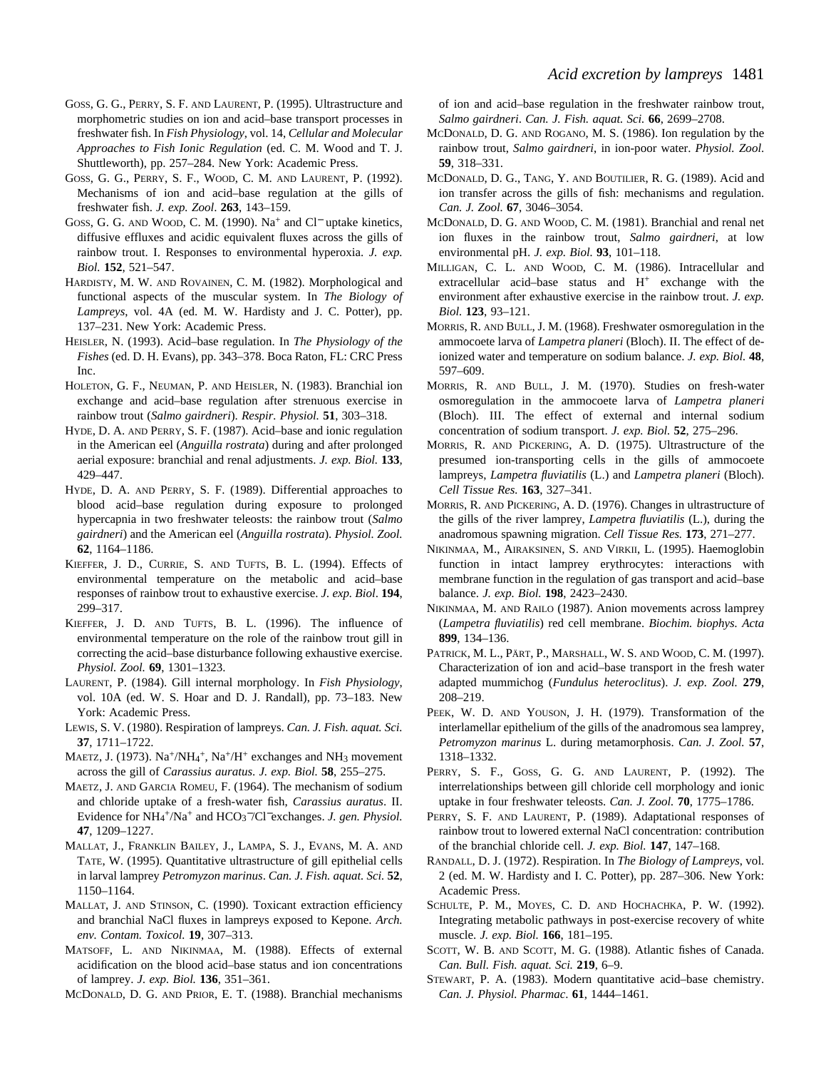Goss, G. G., Perry, S. F. and Laurent, P. (1995). Ultrastructure and morphometric studies on ion and acid–base transport processes in freshwater fish. In *Fish Physiology*, vol. 14, *Cellular and Molecular Approaches to Fish Ionic Regulation* (ed. C. M. Wood and T. J. Shuttleworth), pp. 257–284. New York: Academic Press.

Goss, G. G., Perry, S. F., Wood, C. M. and Laurent, P. (1992). Mechanisms of ion and acid–base regulation at the gills of freshwater fish. *J. exp. Zool*. **263**, 143–159.

Goss, G. G. and Wood, C. M. (1990). $Na^+$ and $Cl^-$ uptake kinetics, diffusive effluxes and acidic equivalent fluxes across the gills of rainbow trout. I. Responses to environmental hyperoxia. *J. exp. Biol.* **152**, 521–547.

Hardisty, M. W. and Rovainen, C. M. (1982). Morphological and functional aspects of the muscular system. In *The Biology of Lampreys*, vol. 4A (ed. M. W. Hardisty and J. C. Potter), pp. 137–231. New York: Academic Press.

Heisler, N. (1993). Acid–base regulation. In *The Physiology of the Fishes* (ed. D. H. Evans), pp. 343–378. Boca Raton, FL: CRC Press Inc.

Holeton, G. F., Neuman, P. and Heisler, N. (1983). Branchial ion exchange and acid–base regulation after strenuous exercise in rainbow trout (*Salmo gairdneri*). *Respir. Physiol.* **51**, 303–318.

Hyde, D. A. and Perry, S. F. (1987). Acid–base and ionic regulation in the American eel (*Anguilla rostrata*) during and after prolonged aerial exposure: branchial and renal adjustments. *J. exp. Biol.* **133**, 429–447.

Hyde, D. A. and Perry, S. F. (1989). Differential approaches to blood acid–base regulation during exposure to prolonged hypercapnia in two freshwater teleosts: the rainbow trout (*Salmo gairdneri*) and the American eel (*Anguilla rostrata*). *Physiol. Zool.* **62**, 1164–1186.

Kieffer, J. D., Currie, S. and Tufts, B. L. (1994). Effects of environmental temperature on the metabolic and acid–base responses of rainbow trout to exhaustive exercise. *J. exp. Biol*. **194**, 299–317.

Kieffer, J. D. and Tufts, B. L. (1996). The influence of environmental temperature on the role of the rainbow trout gill in correcting the acid–base disturbance following exhaustive exercise. *Physiol. Zool.* **69**, 1301–1323.

Laurent, P. (1984). Gill internal morphology. In *Fish Physiology*, vol. 10A (ed. W. S. Hoar and D. J. Randall), pp. 73–183. New York: Academic Press.

Lewis, S. V. (1980). Respiration of lampreys. *Can. J. Fish. aquat. Sci.* **37**, 1711–1722.

Maetz, J. (1973). $Na^+/NH_4^+$, $Na^+/H^+$ exchanges and $NH_3$ movement across the gill of *Carassius auratus*. *J. exp. Biol.* **58**, 255–275.

Maetz, J. and Garcia Romeu, F. (1964). The mechanism of sodium and chloride uptake of a fresh-water fish, *Carassius auratus*. II. Evidence for $NH_4^+/Na^+$ and $HCO_3^-/Cl^-$ exchanges. *J. gen. Physiol.* **47**, 1209–1227.

Mallat, J., Franklin Bailey, J., Lampa, S. J., Evans, M. A. and Tate, W. (1995). Quantitative ultrastructure of gill epithelial cells in larval lamprey *Petromyzon marinus*. *Can. J. Fish. aquat. Sci.* **52**, 1150–1164.

Mallat, J. and Stinson, C. (1990). Toxicant extraction efficiency and branchial NaCl fluxes in lampreys exposed to Kepone. *Arch. env. Contam. Toxicol.* **19**, 307–313.

Matsoff, L. and Nikinmaa, M. (1988). Effects of external acidification on the blood acid–base status and ion concentrations of lamprey. *J. exp. Biol.* **136**, 351–361.

McDonald, D. G. and Prior, E. T. (1988). Branchial mechanisms of ion and acid–base regulation in the freshwater rainbow trout, *Salmo gairdneri*. *Can. J. Fish. aquat. Sci.* **66**, 2699–2708.

McDonald, D. G. and Rogano, M. S. (1986). Ion regulation by the rainbow trout, *Salmo gairdneri*, in ion-poor water. *Physiol. Zool.* **59**, 318–331.

McDonald, D. G., Tang, Y. and Boutilier, R. G. (1989). Acid and ion transfer across the gills of fish: mechanisms and regulation. *Can. J. Zool.* **67**, 3046–3054.

McDonald, D. G. and Wood, C. M. (1981). Branchial and renal net ion fluxes in the rainbow trout, *Salmo gairdneri*, at low environmental pH. *J. exp. Biol.* **93**, 101–118.

Milligan, C. L. and Wood, C. M. (1986). Intracellular and extracellular acid–base status and $H^+$ exchange with the environment after exhaustive exercise in the rainbow trout. *J. exp. Biol.* **123**, 93–121.

Morris, R. and Bull, J. M. (1968). Freshwater osmoregulation in the ammocoete larva of *Lampetra planeri* (Bloch). II. The effect of de-ionized water and temperature on sodium balance. *J. exp. Biol.* **48**, 597–609.

Morris, R. and Bull, J. M. (1970). Studies on fresh-water osmoregulation in the ammocoete larva of *Lampetra planeri* (Bloch). III. The effect of external and internal sodium concentration of sodium transport. *J. exp. Biol.* **52**, 275–296.

Morris, R. and Pickering, A. D. (1975). Ultrastructure of the presumed ion-transporting cells in the gills of ammocoete lampreys, *Lampetra fluviatilis* (L.) and *Lampetra planeri* (Bloch). *Cell Tissue Res.* **163**, 327–341.

Morris, R. and Pickering, A. D. (1976). Changes in ultrastructure of the gills of the river lamprey, *Lampetra fluviatilis* (L.), during the anadromous spawning migration. *Cell Tissue Res.* **173**, 271–277.

Nikinmaa, M., Airaksinen, S. and Virkii, L. (1995). Haemoglobin function in intact lamprey erythrocytes: interactions with membrane function in the regulation of gas transport and acid–base balance. *J. exp. Biol.* **198**, 2423–2430.

Nikinmaa, M. and Railo (1987). Anion movements across lamprey (*Lampetra fluviatilis*) red cell membrane. *Biochim. biophys. Acta* **899**, 134–136.

Patrick, M. L., Pärt, P., Marshall, W. S. and Wood, C. M. (1997). Characterization of ion and acid–base transport in the fresh water adapted mummichog (*Fundulus heteroclitus*). *J. exp. Zool.* **279**, 208–219.

Peek, W. D. and Youson, J. H. (1979). Transformation of the interlamellar epithelium of the gills of the anadromous sea lamprey, *Petromyzon marinus* L. during metamorphosis. *Can. J. Zool.* **57**, 1318–1332.

Perry, S. F., Goss, G. G. and Laurent, P. (1992). The interrelationships between gill chloride cell morphology and ionic uptake in four freshwater teleosts. *Can. J. Zool.* **70**, 1775–1786.

Perry, S. F. and Laurent, P. (1989). Adaptational responses of rainbow trout to lowered external NaCl concentration: contribution of the branchial chloride cell. *J. exp. Biol.* **147**, 147–168.

Randall, D. J. (1972). Respiration. In *The Biology of Lampreys*, vol. 2 (ed. M. W. Hardisty and I. C. Potter), pp. 287–306. New York: Academic Press.

Schulte, P. M., Moyes, C. D. and Hochachka, P. W. (1992). Integrating metabolic pathways in post-exercise recovery of white muscle. *J. exp. Biol.* **166**, 181–195.

Scott, W. B. and Scott, M. G. (1988). Atlantic fishes of Canada. *Can. Bull. Fish. aquat. Sci.* **219**, 6–9.

Stewart, P. A. (1983). Modern quantitative acid–base chemistry. *Can. J. Physiol. Pharmac*. **61**, 1444–1461.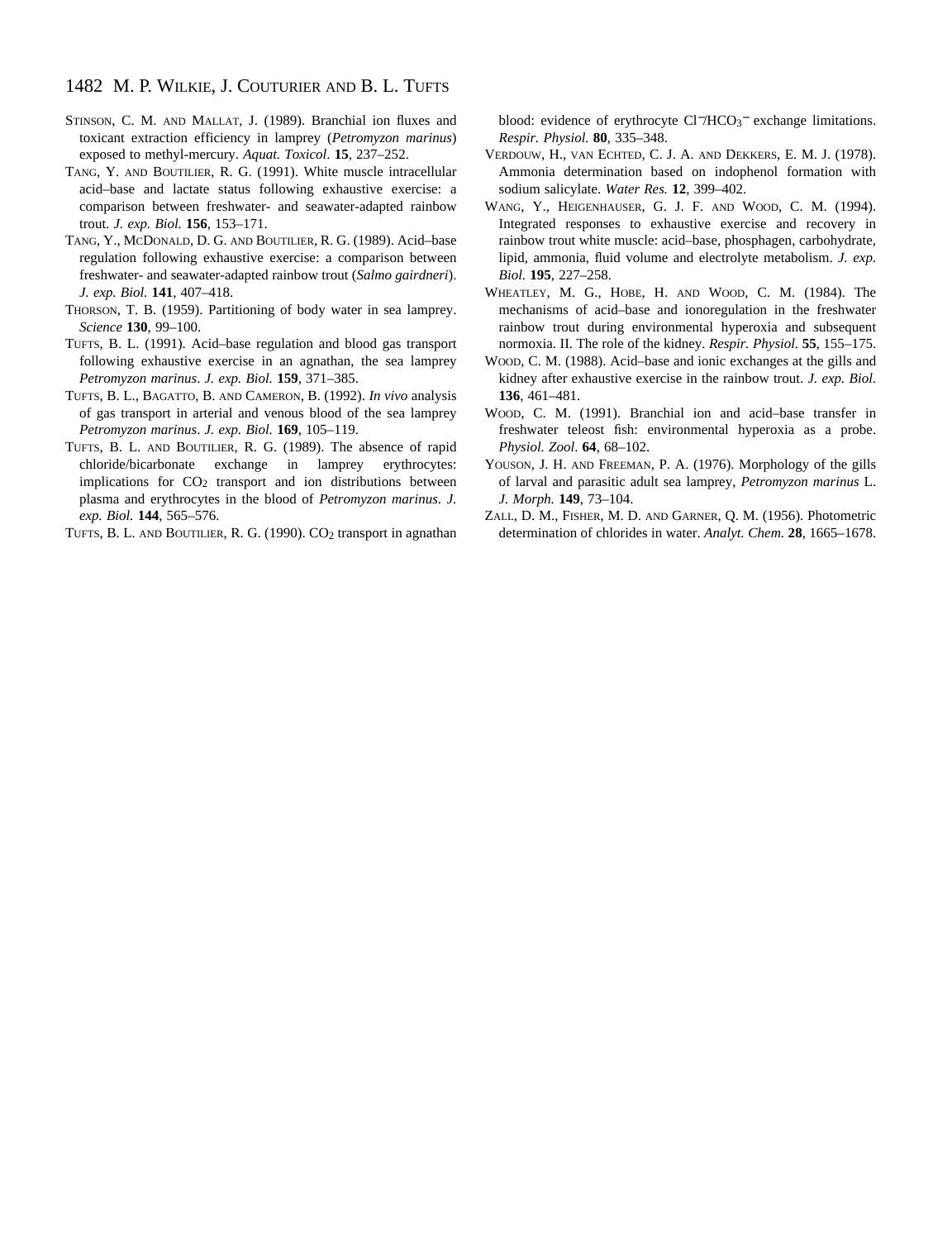Stinson, C. M. and Mallat, J. (1989). Branchial ion fluxes and toxicant extraction efficiency in lamprey (*Petromyzon marinus*) exposed to methyl-mercury. *Aquat. Toxicol.* **15**, 237–252.

Tang, Y. and Boutilier, R. G. (1991). White muscle intracellular acid–base and lactate status following exhaustive exercise: a comparison between freshwater- and seawater-adapted rainbow trout. *J. exp. Biol.* **156**, 153–171.

Tang, Y., McDonald, D. G. and Boutilier, R. G. (1989). Acid–base regulation following exhaustive exercise: a comparison between freshwater- and seawater-adapted rainbow trout (*Salmo gairdneri*). *J. exp. Biol.* **141**, 407–418.

Thorson, T. B. (1959). Partitioning of body water in sea lamprey. *Science* **130**, 99–100.

Tufts, B. L. (1991). Acid–base regulation and blood gas transport following exhaustive exercise in an agnathan, the sea lamprey *Petromyzon marinus*. *J. exp. Biol.* **159**, 371–385.

Tufts, B. L., Bagatto, B. and Cameron, B. (1992). *In vivo* analysis of gas transport in arterial and venous blood of the sea lamprey *Petromyzon marinus*. *J. exp. Biol.* **169**, 105–119.

Tufts, B. L. and Boutilier, R. G. (1989). The absence of rapid chloride/bicarbonate exchange in lamprey erythrocytes: implications for $CO_2$ transport and ion distributions between plasma and erythrocytes in the blood of *Petromyzon marinus*. *J. exp. Biol.* **144**, 565–576.

Tufts, B. L. and Boutilier, R. G. (1990). $CO_2$ transport in agnathan blood: evidence of erythrocyte $Cl^-/HCO_3^-$ exchange limitations. *Respir. Physiol.* **80**, 335–348.

Verdouw, H., van Echted, C. J. A. and Dekkers, E. M. J. (1978). Ammonia determination based on indophenol formation with sodium salicylate. *Water Res.* **12**, 399–402.

Wang, Y., Heigenhauser, G. J. F. and Wood, C. M. (1994). Integrated responses to exhaustive exercise and recovery in rainbow trout white muscle: acid–base, phosphagen, carbohydrate, lipid, ammonia, fluid volume and electrolyte metabolism. *J. exp. Biol.* **195**, 227–258.

Wheatley, M. G., Hobe, H. and Wood, C. M. (1984). The mechanisms of acid–base and ionoregulation in the freshwater rainbow trout during environmental hyperoxia and subsequent normoxia. II. The role of the kidney. *Respir. Physiol.* **55**, 155–175.

Wood, C. M. (1988). Acid–base and ionic exchanges at the gills and kidney after exhaustive exercise in the rainbow trout. *J. exp. Biol.* **136**, 461–481.

Wood, C. M. (1991). Branchial ion and acid–base transfer in freshwater teleost fish: environmental hyperoxia as a probe. *Physiol. Zool*. **64**, 68–102.

Youson, J. H. and Freeman, P. A. (1976). Morphology of the gills of larval and parasitic adult sea lamprey, *Petromyzon marinus* L. *J. Morph.* **149**, 73–104.

Zall, D. M., Fisher, M. D. and Garner, Q. M. (1956). Photometric determination of chlorides in water. *Analyt. Chem.* **28**, 1665–1678.